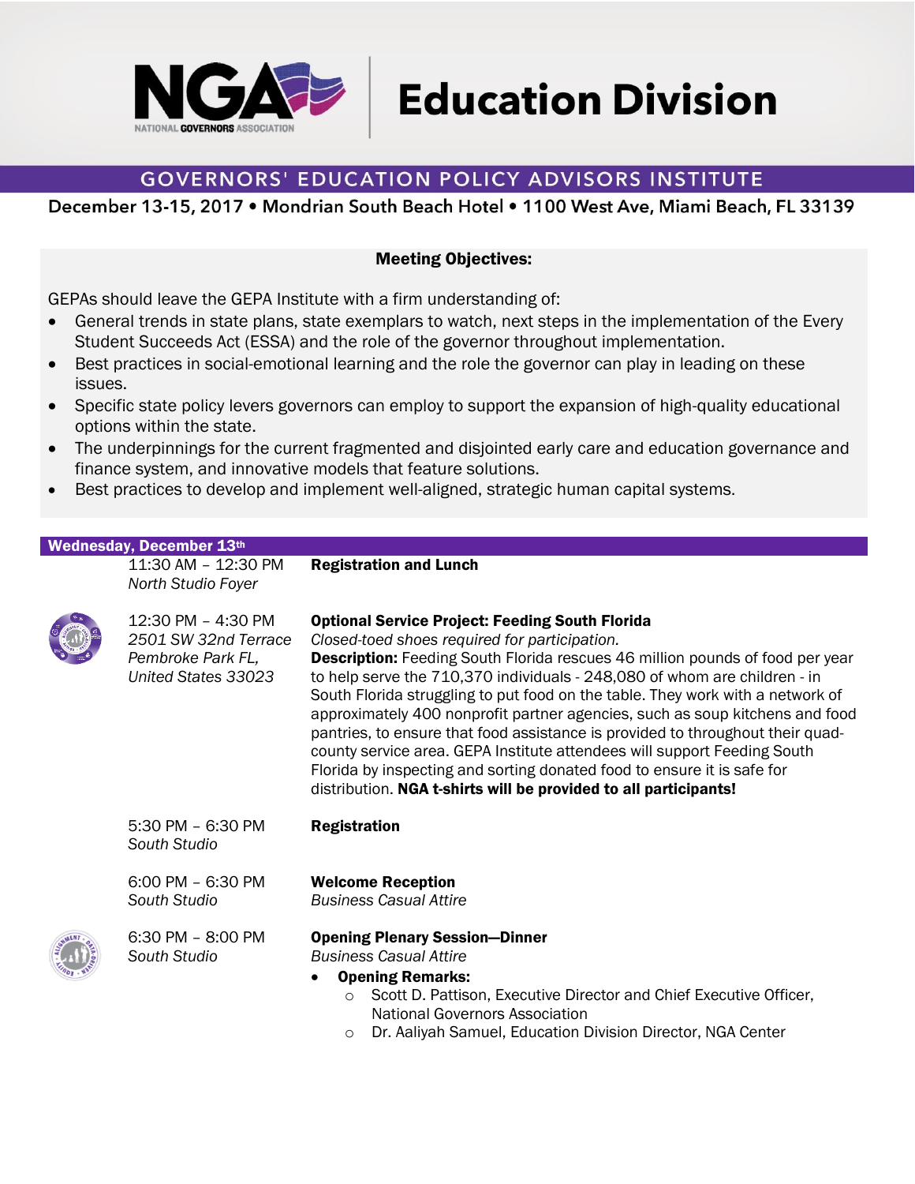# NGA NATIONAL GOVERNORS ASSOCIATION | Education Division

## GOVERNORS' EDUCATION POLICY ADVISORS INSTITUTE

**December 13-15, 2017 • Mondrian South Beach Hotel • 1100 West Ave, Miami Beach, FL 33139**

### Meeting Objectives:

GEPAs should leave the GEPA Institute with a firm understanding of:

- General trends in state plans, state exemplars to watch, next steps in the implementation of the Every Student Succeeds Act (ESSA) and the role of the governor throughout implementation.
- Best practices in social-emotional learning and the role the governor can play in leading on these issues.
- Specific state policy levers governors can employ to support the expansion of high-quality educational options within the state.
- The underpinnings for the current fragmented and disjointed early care and education governance and finance system, and innovative models that feature solutions.
- Best practices to develop and implement well-aligned, strategic human capital systems.

## Wednesday, December 13th

**11:30 AM – 12:30 PM**
*North Studio Foyer*

**Registration and Lunch**

**12:30 PM – 4:30 PM**
*2501 SW 32nd Terrace Pembroke Park FL, United States 33023*

**Optional Service Project: Feeding South Florida**
*Closed-toed shoes required for participation.*
**Description:** Feeding South Florida rescues 46 million pounds of food per year to help serve the 710,370 individuals - 248,080 of whom are children - in South Florida struggling to put food on the table. They work with a network of approximately 400 nonprofit partner agencies, such as soup kitchens and food pantries, to ensure that food assistance is provided to throughout their quad-county service area. GEPA Institute attendees will support Feeding South Florida by inspecting and sorting donated food to ensure it is safe for distribution. **NGA t-shirts will be provided to all participants!**

**5:30 PM – 6:30 PM**
*South Studio*

**Registration**

**6:00 PM – 6:30 PM**
*South Studio*

**Welcome Reception**
*Business Casual Attire*

**6:30 PM – 8:00 PM**
*South Studio*

**Opening Plenary Session—Dinner**
*Business Casual Attire*

- **Opening Remarks:**
  - Scott D. Pattison, Executive Director and Chief Executive Officer, National Governors Association
  - Dr. Aaliyah Samuel, Education Division Director, NGA Center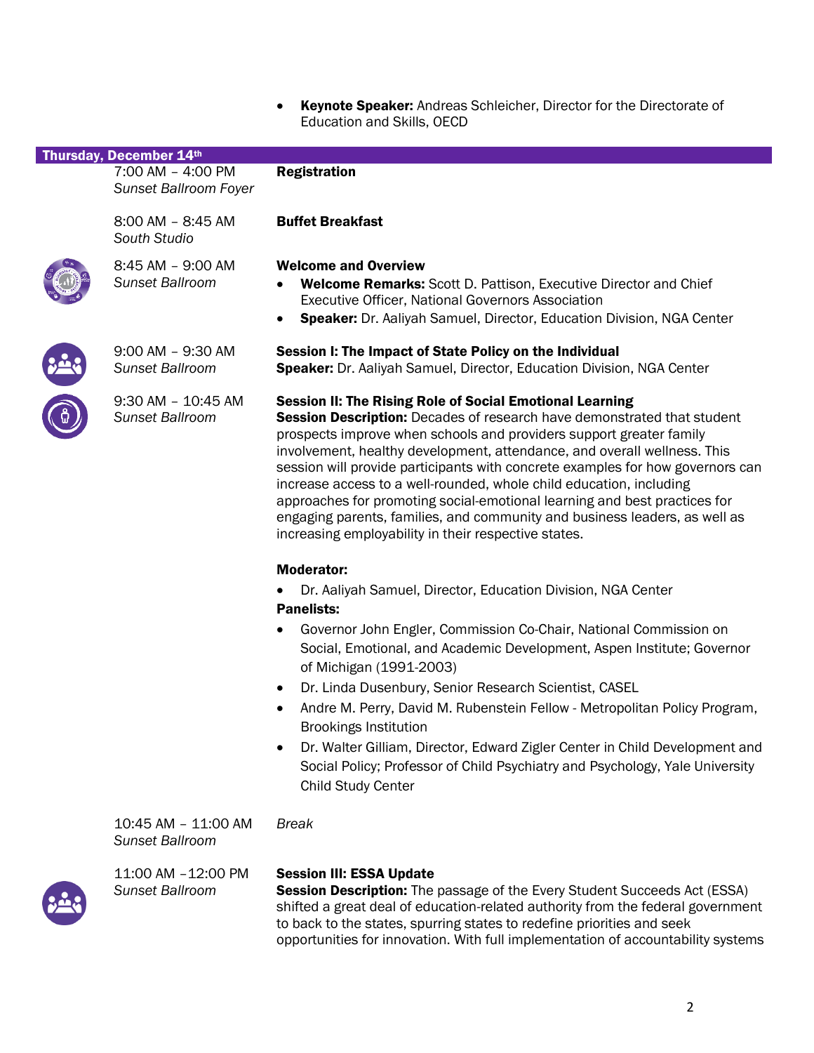- **Keynote Speaker:** Andreas Schleicher, Director for the Directorate of Education and Skills, OECD

## Thursday, December 14th

7:00 AM – 4:00 PM
*Sunset Ballroom Foyer*

**Registration**

8:00 AM – 8:45 AM
*South Studio*

**Buffet Breakfast**

8:45 AM – 9:00 AM
*Sunset Ballroom*

**Welcome and Overview**

- **Welcome Remarks:** Scott D. Pattison, Executive Director and Chief Executive Officer, National Governors Association
- **Speaker:** Dr. Aaliyah Samuel, Director, Education Division, NGA Center

9:00 AM – 9:30 AM
*Sunset Ballroom*

**Session I: The Impact of State Policy on the Individual**
**Speaker:** Dr. Aaliyah Samuel, Director, Education Division, NGA Center

9:30 AM – 10:45 AM
*Sunset Ballroom*

**Session II: The Rising Role of Social Emotional Learning**
**Session Description:** Decades of research have demonstrated that student prospects improve when schools and providers support greater family involvement, healthy development, attendance, and overall wellness. This session will provide participants with concrete examples for how governors can increase access to a well-rounded, whole child education, including approaches for promoting social-emotional learning and best practices for engaging parents, families, and community and business leaders, as well as increasing employability in their respective states.

**Moderator:**

- Dr. Aaliyah Samuel, Director, Education Division, NGA Center

**Panelists:**

- Governor John Engler, Commission Co-Chair, National Commission on Social, Emotional, and Academic Development, Aspen Institute; Governor of Michigan (1991-2003)
- Dr. Linda Dusenbury, Senior Research Scientist, CASEL
- Andre M. Perry, David M. Rubenstein Fellow - Metropolitan Policy Program, Brookings Institution
- Dr. Walter Gilliam, Director, Edward Zigler Center in Child Development and Social Policy; Professor of Child Psychiatry and Psychology, Yale University Child Study Center

10:45 AM – 11:00 AM
*Sunset Ballroom*

*Break*

11:00 AM –12:00 PM
*Sunset Ballroom*

**Session III: ESSA Update**
**Session Description:** The passage of the Every Student Succeeds Act (ESSA) shifted a great deal of education-related authority from the federal government to back to the states, spurring states to redefine priorities and seek opportunities for innovation. With full implementation of accountability systems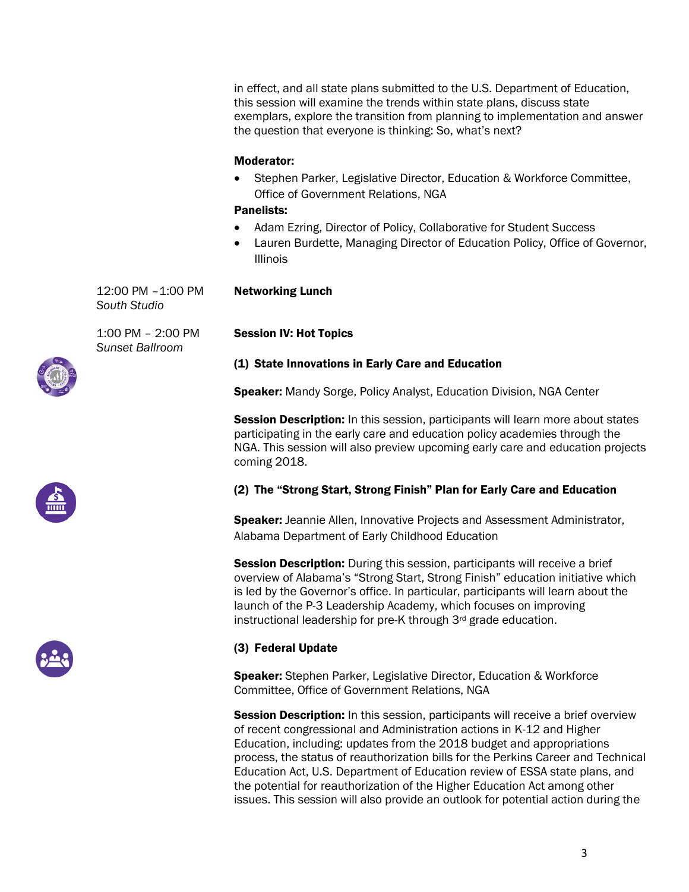in effect, and all state plans submitted to the U.S. Department of Education, this session will examine the trends within state plans, discuss state exemplars, explore the transition from planning to implementation and answer the question that everyone is thinking: So, what's next?

**Moderator:**

- Stephen Parker, Legislative Director, Education & Workforce Committee, Office of Government Relations, NGA

**Panelists:**

- Adam Ezring, Director of Policy, Collaborative for Student Success
- Lauren Burdette, Managing Director of Education Policy, Office of Governor, Illinois

12:00 PM –1:00 PM
*South Studio*

**Networking Lunch**

1:00 PM – 2:00 PM
*Sunset Ballroom*

**Session IV: Hot Topics**

**(1) State Innovations in Early Care and Education**

**Speaker:** Mandy Sorge, Policy Analyst, Education Division, NGA Center

**Session Description:** In this session, participants will learn more about states participating in the early care and education policy academies through the NGA. This session will also preview upcoming early care and education projects coming 2018.

**(2) The "Strong Start, Strong Finish" Plan for Early Care and Education**

**Speaker:** Jeannie Allen, Innovative Projects and Assessment Administrator, Alabama Department of Early Childhood Education

**Session Description:** During this session, participants will receive a brief overview of Alabama's "Strong Start, Strong Finish" education initiative which is led by the Governor's office. In particular, participants will learn about the launch of the P-3 Leadership Academy, which focuses on improving instructional leadership for pre-K through 3rd grade education.

**(3) Federal Update**

**Speaker:** Stephen Parker, Legislative Director, Education & Workforce Committee, Office of Government Relations, NGA

**Session Description:** In this session, participants will receive a brief overview of recent congressional and Administration actions in K-12 and Higher Education, including: updates from the 2018 budget and appropriations process, the status of reauthorization bills for the Perkins Career and Technical Education Act, U.S. Department of Education review of ESSA state plans, and the potential for reauthorization of the Higher Education Act among other issues. This session will also provide an outlook for potential action during the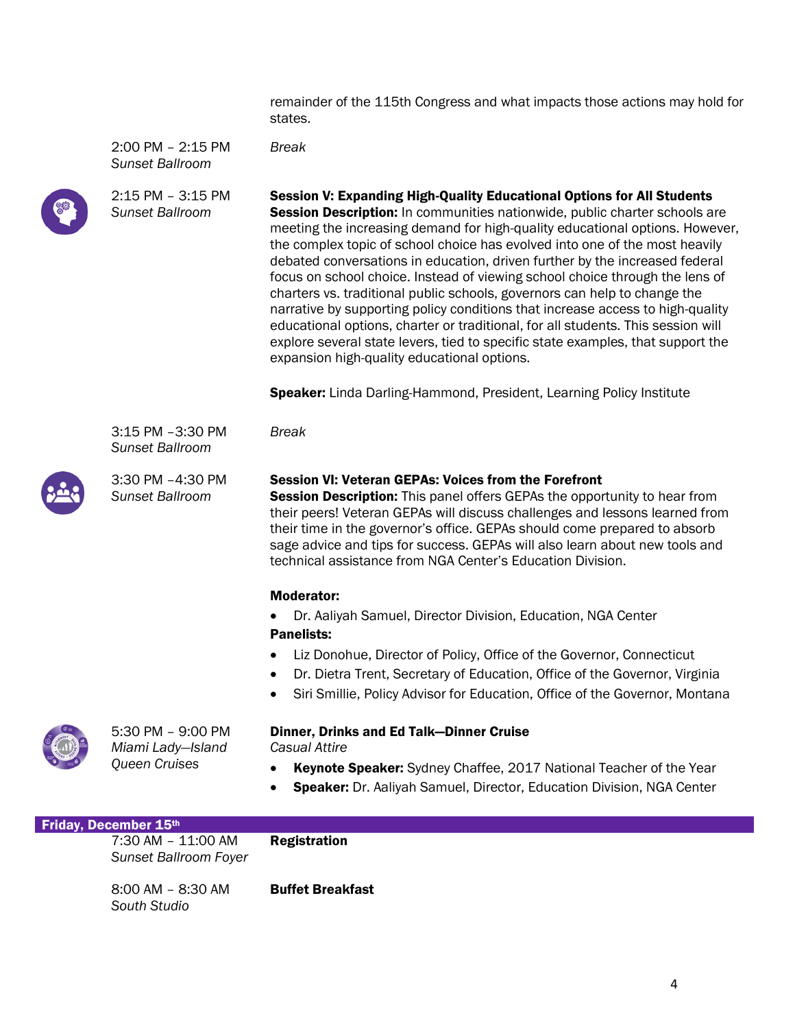remainder of the 115th Congress and what impacts those actions may hold for states.

2:00 PM – 2:15 PM
*Sunset Ballroom*

*Break*

2:15 PM – 3:15 PM
*Sunset Ballroom*

**Session V: Expanding High-Quality Educational Options for All Students**
**Session Description:** In communities nationwide, public charter schools are meeting the increasing demand for high-quality educational options. However, the complex topic of school choice has evolved into one of the most heavily debated conversations in education, driven further by the increased federal focus on school choice. Instead of viewing school choice through the lens of charters vs. traditional public schools, governors can help to change the narrative by supporting policy conditions that increase access to high-quality educational options, charter or traditional, for all students. This session will explore several state levers, tied to specific state examples, that support the expansion high-quality educational options.

**Speaker:** Linda Darling-Hammond, President, Learning Policy Institute

3:15 PM –3:30 PM
*Sunset Ballroom*

*Break*

3:30 PM –4:30 PM
*Sunset Ballroom*

**Session VI: Veteran GEPAs: Voices from the Forefront**
**Session Description:** This panel offers GEPAs the opportunity to hear from their peers! Veteran GEPAs will discuss challenges and lessons learned from their time in the governor's office. GEPAs should come prepared to absorb sage advice and tips for success. GEPAs will also learn about new tools and technical assistance from NGA Center's Education Division.

**Moderator:**

- Dr. Aaliyah Samuel, Director Division, Education, NGA Center

**Panelists:**

- Liz Donohue, Director of Policy, Office of the Governor, Connecticut
- Dr. Dietra Trent, Secretary of Education, Office of the Governor, Virginia
- Siri Smillie, Policy Advisor for Education, Office of the Governor, Montana

5:30 PM – 9:00 PM
*Miami Lady—Island Queen Cruises*

**Dinner, Drinks and Ed Talk—Dinner Cruise**
*Casual Attire*

- **Keynote Speaker:** Sydney Chaffee, 2017 National Teacher of the Year
- **Speaker:** Dr. Aaliyah Samuel, Director, Education Division, NGA Center

## Friday, December 15th

7:30 AM – 11:00 AM
*Sunset Ballroom Foyer*

**Registration**

8:00 AM – 8:30 AM
*South Studio*

**Buffet Breakfast**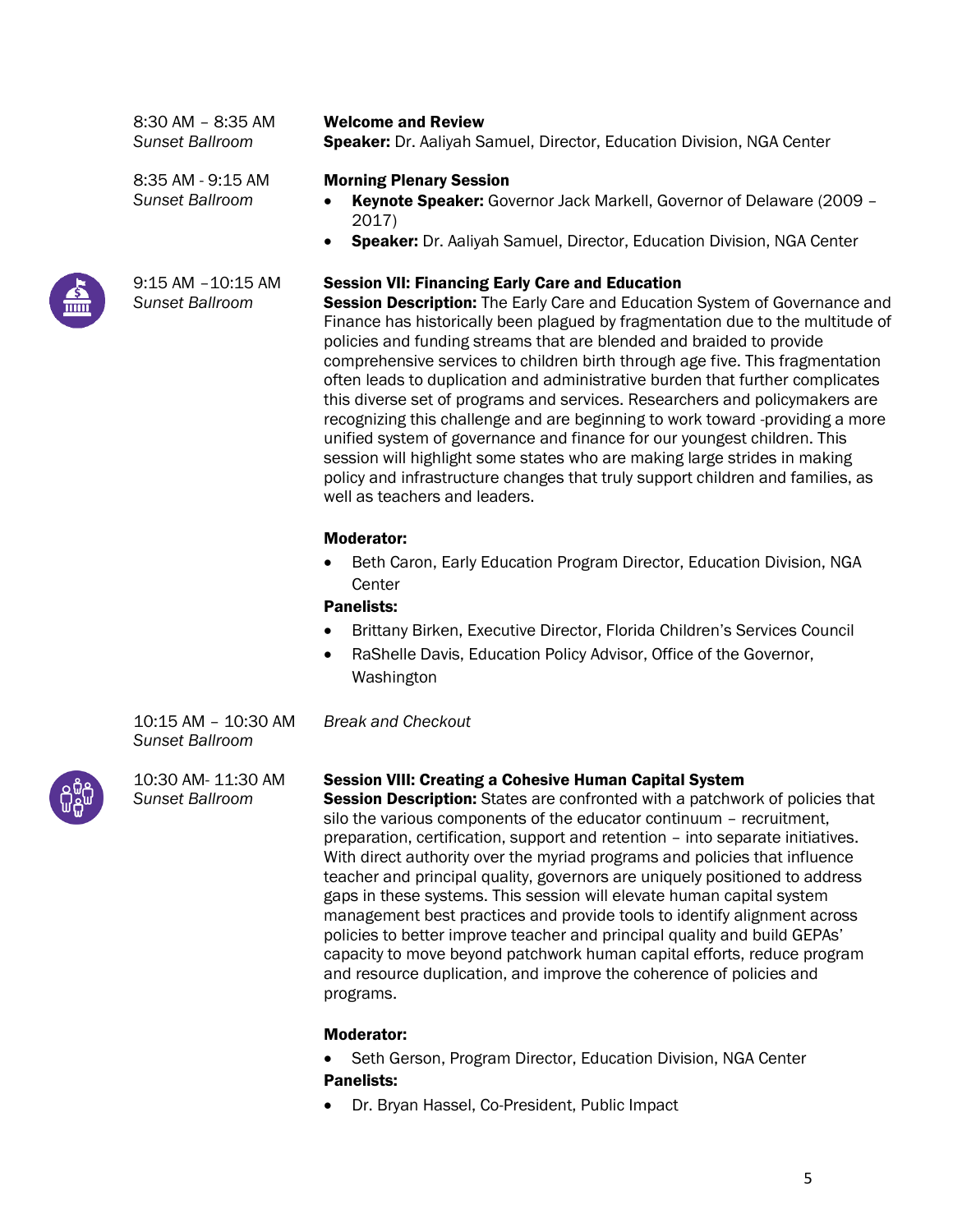8:30 AM – 8:35 AM
*Sunset Ballroom*

**Welcome and Review**
**Speaker:** Dr. Aaliyah Samuel, Director, Education Division, NGA Center

8:35 AM - 9:15 AM
*Sunset Ballroom*

**Morning Plenary Session**

- **Keynote Speaker:** Governor Jack Markell, Governor of Delaware (2009 – 2017)
- **Speaker:** Dr. Aaliyah Samuel, Director, Education Division, NGA Center

9:15 AM –10:15 AM
*Sunset Ballroom*

**Session VII: Financing Early Care and Education**
**Session Description:** The Early Care and Education System of Governance and Finance has historically been plagued by fragmentation due to the multitude of policies and funding streams that are blended and braided to provide comprehensive services to children birth through age five. This fragmentation often leads to duplication and administrative burden that further complicates this diverse set of programs and services. Researchers and policymakers are recognizing this challenge and are beginning to work toward -providing a more unified system of governance and finance for our youngest children. This session will highlight some states who are making large strides in making policy and infrastructure changes that truly support children and families, as well as teachers and leaders.

**Moderator:**

- Beth Caron, Early Education Program Director, Education Division, NGA Center

**Panelists:**

- Brittany Birken, Executive Director, Florida Children's Services Council
- RaShelle Davis, Education Policy Advisor, Office of the Governor, Washington

10:15 AM – 10:30 AM
*Sunset Ballroom*

*Break and Checkout*

10:30 AM- 11:30 AM
*Sunset Ballroom*

**Session VIII: Creating a Cohesive Human Capital System**
**Session Description:** States are confronted with a patchwork of policies that silo the various components of the educator continuum – recruitment, preparation, certification, support and retention – into separate initiatives. With direct authority over the myriad programs and policies that influence teacher and principal quality, governors are uniquely positioned to address gaps in these systems. This session will elevate human capital system management best practices and provide tools to identify alignment across policies to better improve teacher and principal quality and build GEPAs' capacity to move beyond patchwork human capital efforts, reduce program and resource duplication, and improve the coherence of policies and programs.

**Moderator:**

- Seth Gerson, Program Director, Education Division, NGA Center

**Panelists:**

- Dr. Bryan Hassel, Co-President, Public Impact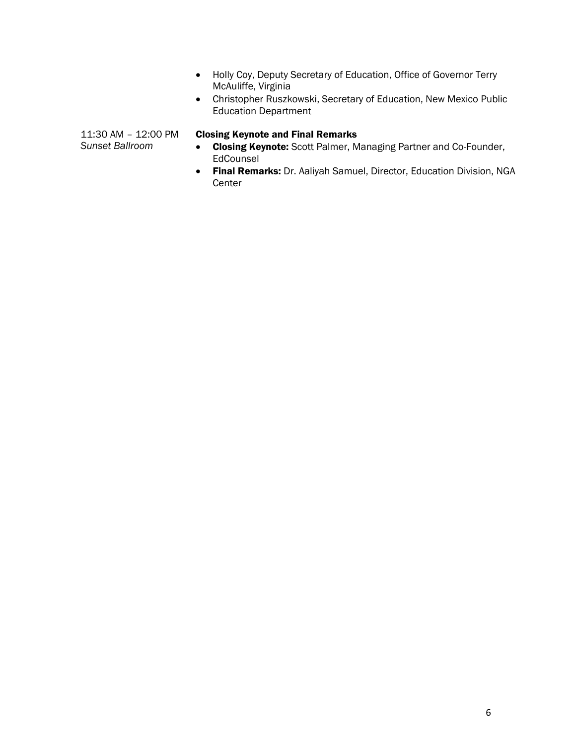- Holly Coy, Deputy Secretary of Education, Office of Governor Terry McAuliffe, Virginia
- Christopher Ruszkowski, Secretary of Education, New Mexico Public Education Department

11:30 AM – 12:00 PM
*Sunset Ballroom*

**Closing Keynote and Final Remarks**

- **Closing Keynote:** Scott Palmer, Managing Partner and Co-Founder, EdCounsel
- **Final Remarks:** Dr. Aaliyah Samuel, Director, Education Division, NGA Center